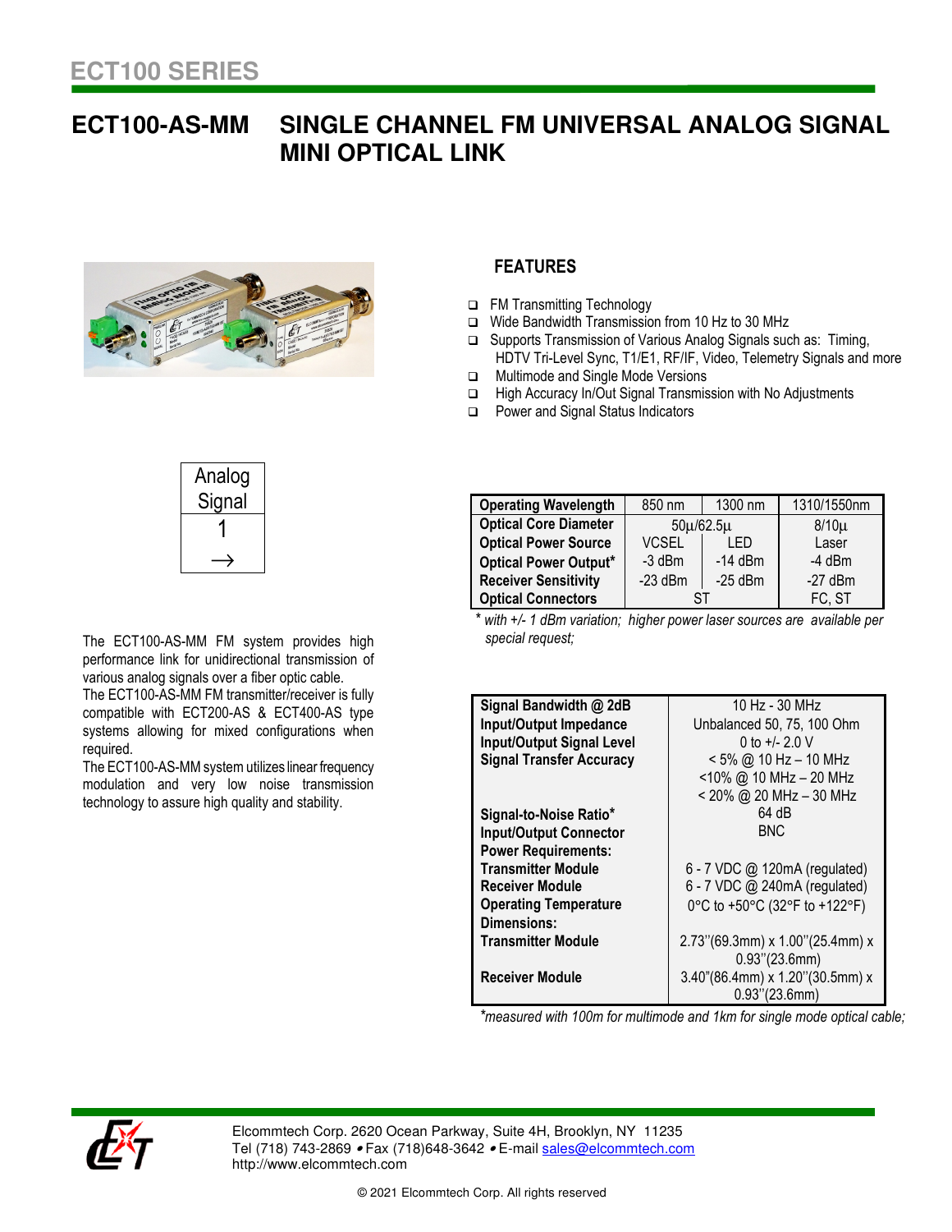# ECT100 SERIES

## ECT100-AS-MM SINGLE CHANNEL FM UNIVERSAL ANALOG SIGNAL MINI OPTICAL LINK

### FEATURES

- FM Transmitting Technology
- Wide Bandwidth Transmission from 10 Hz to 30 MHz
- Supports Transmission of Various Analog Signals such as: Timing, HDTV Tri-Level Sync, T1/E1, RF/IF, Video, Telemetry Signals and more
- Multimode and Single Mode Versions
- High Accuracy In/Out Signal Transmission with No Adjustments
- Power and Signal Status Indicators

| Analog Signal |
|---|
| 1 |
| → |

| Operating Wavelength | 850 nm | 1300 nm | 1310/1550nm |
|---|---|---|---|
| Optical Core Diameter | 50µ/62.5µ | | 8/10µ |
| Optical Power Source | VCSEL | LED | Laser |
| Optical Power Output* | -3 dBm | -14 dBm | -4 dBm |
| Receiver Sensitivity | -23 dBm | -25 dBm | -27 dBm |
| Optical Connectors | ST | | FC, ST |

*\* with +/- 1 dBm variation; higher power laser sources are available per special request;*

The ECT100-AS-MM FM system provides high performance link for unidirectional transmission of various analog signals over a fiber optic cable.
The ECT100-AS-MM FM transmitter/receiver is fully compatible with ECT200-AS & ECT400-AS type systems allowing for mixed configurations when required.
The ECT100-AS-MM system utilizes linear frequency modulation and very low noise transmission technology to assure high quality and stability.

| Parameter | Value |
|---|---|
| Signal Bandwidth @ 2dB | 10 Hz - 30 MHz |
| Input/Output Impedance | Unbalanced 50, 75, 100 Ohm |
| Input/Output Signal Level | 0 to +/- 2.0 V |
| Signal Transfer Accuracy | < 5% @ 10 Hz – 10 MHz<br><10% @ 10 MHz – 20 MHz<br>< 20% @ 20 MHz – 30 MHz |
| Signal-to-Noise Ratio* | 64 dB |
| Input/Output Connector | BNC |
| Power Requirements: | |
| Transmitter Module | 6 - 7 VDC @ 120mA (regulated) |
| Receiver Module | 6 - 7 VDC @ 240mA (regulated) |
| Operating Temperature | 0°C to +50°C (32°F to +122°F) |
| Dimensions: | |
| Transmitter Module | 2.73''(69.3mm) x 1.00''(25.4mm) x 0.93''(23.6mm) |
| Receiver Module | 3.40"(86.4mm) x 1.20''(30.5mm) x 0.93''(23.6mm) |

*\*measured with 100m for multimode and 1km for single mode optical cable;*

Elcommtech Corp. 2620 Ocean Parkway, Suite 4H, Brooklyn, NY 11235
Tel (718) 743-2869 • Fax (718)648-3642 • E-mail sales@elcommtech.com
http://www.elcommtech.com

© 2021 Elcommtech Corp. All rights reserved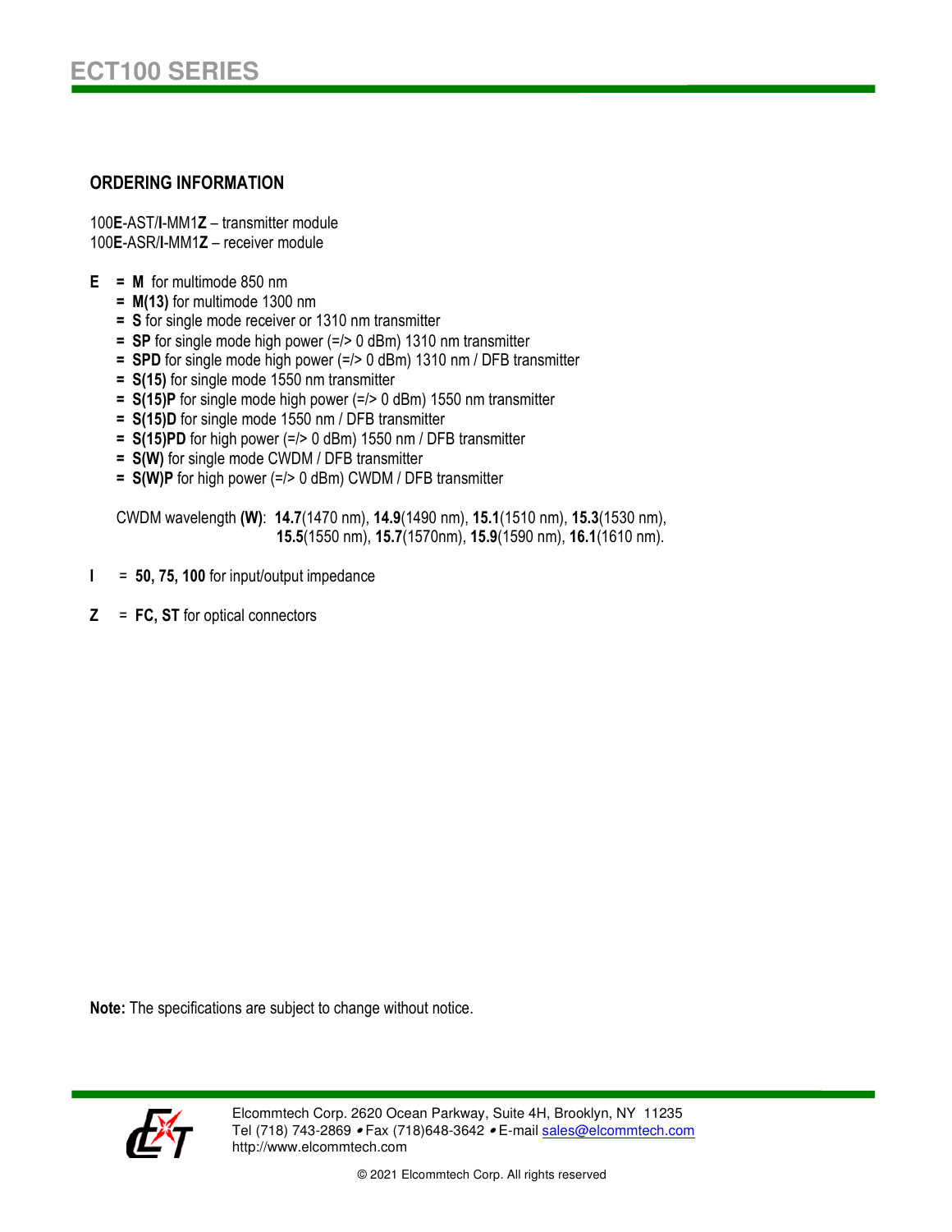## ORDERING INFORMATION

100**E**-AST/**I**-MM1**Z** – transmitter module
100**E**-ASR/**I**-MM1**Z** – receiver module

**E** = **M** for multimode 850 nm
= **M(13)** for multimode 1300 nm
= **S** for single mode receiver or 1310 nm transmitter
= **SP** for single mode high power (=/> 0 dBm) 1310 nm transmitter
= **SPD** for single mode high power (=/> 0 dBm) 1310 nm / DFB transmitter
= **S(15)** for single mode 1550 nm transmitter
= **S(15)P** for single mode high power (=/> 0 dBm) 1550 nm transmitter
= **S(15)D** for single mode 1550 nm / DFB transmitter
= **S(15)PD** for high power (=/> 0 dBm) 1550 nm / DFB transmitter
= **S(W)** for single mode CWDM / DFB transmitter
= **S(W)P** for high power (=/> 0 dBm) CWDM / DFB transmitter

CWDM wavelength **(W)**: **14.7**(1470 nm), **14.9**(1490 nm), **15.1**(1510 nm), **15.3**(1530 nm), **15.5**(1550 nm), **15.7**(1570nm), **15.9**(1590 nm), **16.1**(1610 nm).

**I** = **50, 75, 100** for input/output impedance

**Z** = **FC, ST** for optical connectors

**Note:** The specifications are subject to change without notice.

Elcommtech Corp. 2620 Ocean Parkway, Suite 4H, Brooklyn, NY 11235
Tel (718) 743-2869 • Fax (718)648-3642 • E-mail sales@elcommtech.com
http://www.elcommtech.com

© 2021 Elcommtech Corp. All rights reserved